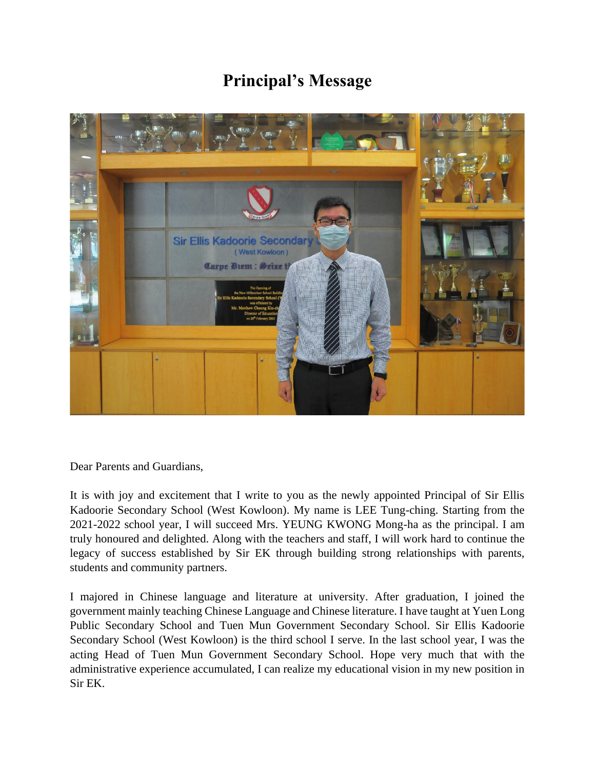# Principal's Message

Dear Parents and Guardians,

It is with joy and excitement that I write to you as the newly appointed Principal of Sir Ellis Kadoorie Secondary School (West Kowloon). My name is LEE Tung-ching. Starting from the 2021-2022 school year, I will succeed Mrs. YEUNG KWONG Mong-ha as the principal. I am truly honoured and delighted. Along with the teachers and staff, I will work hard to continue the legacy of success established by Sir EK through building strong relationships with parents, students and community partners.

I majored in Chinese language and literature at university. After graduation, I joined the government mainly teaching Chinese Language and Chinese literature. I have taught at Yuen Long Public Secondary School and Tuen Mun Government Secondary School. Sir Ellis Kadoorie Secondary School (West Kowloon) is the third school I serve. In the last school year, I was the acting Head of Tuen Mun Government Secondary School. Hope very much that with the administrative experience accumulated, I can realize my educational vision in my new position in Sir EK.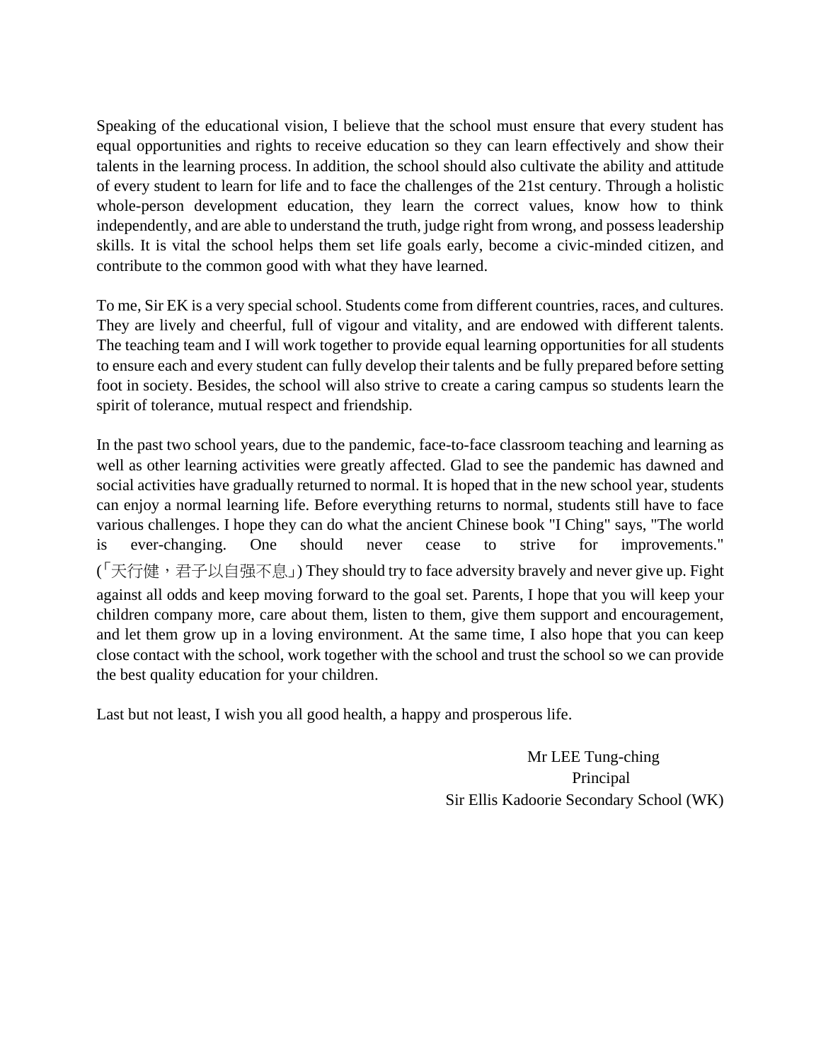Speaking of the educational vision, I believe that the school must ensure that every student has equal opportunities and rights to receive education so they can learn effectively and show their talents in the learning process. In addition, the school should also cultivate the ability and attitude of every student to learn for life and to face the challenges of the 21st century. Through a holistic whole-person development education, they learn the correct values, know how to think independently, and are able to understand the truth, judge right from wrong, and possess leadership skills. It is vital the school helps them set life goals early, become a civic-minded citizen, and contribute to the common good with what they have learned.

To me, Sir EK is a very special school. Students come from different countries, races, and cultures. They are lively and cheerful, full of vigour and vitality, and are endowed with different talents. The teaching team and I will work together to provide equal learning opportunities for all students to ensure each and every student can fully develop their talents and be fully prepared before setting foot in society. Besides, the school will also strive to create a caring campus so students learn the spirit of tolerance, mutual respect and friendship.

In the past two school years, due to the pandemic, face-to-face classroom teaching and learning as well as other learning activities were greatly affected. Glad to see the pandemic has dawned and social activities have gradually returned to normal. It is hoped that in the new school year, students can enjoy a normal learning life. Before everything returns to normal, students still have to face various challenges. I hope they can do what the ancient Chinese book "I Ching" says, "The world is ever-changing. One should never cease to strive for improvements." (「天行健，君子以自強不息」) They should try to face adversity bravely and never give up. Fight against all odds and keep moving forward to the goal set. Parents, I hope that you will keep your children company more, care about them, listen to them, give them support and encouragement, and let them grow up in a loving environment. At the same time, I also hope that you can keep close contact with the school, work together with the school and trust the school so we can provide the best quality education for your children.

Last but not least, I wish you all good health, a happy and prosperous life.

Mr LEE Tung-ching
Principal
Sir Ellis Kadoorie Secondary School (WK)